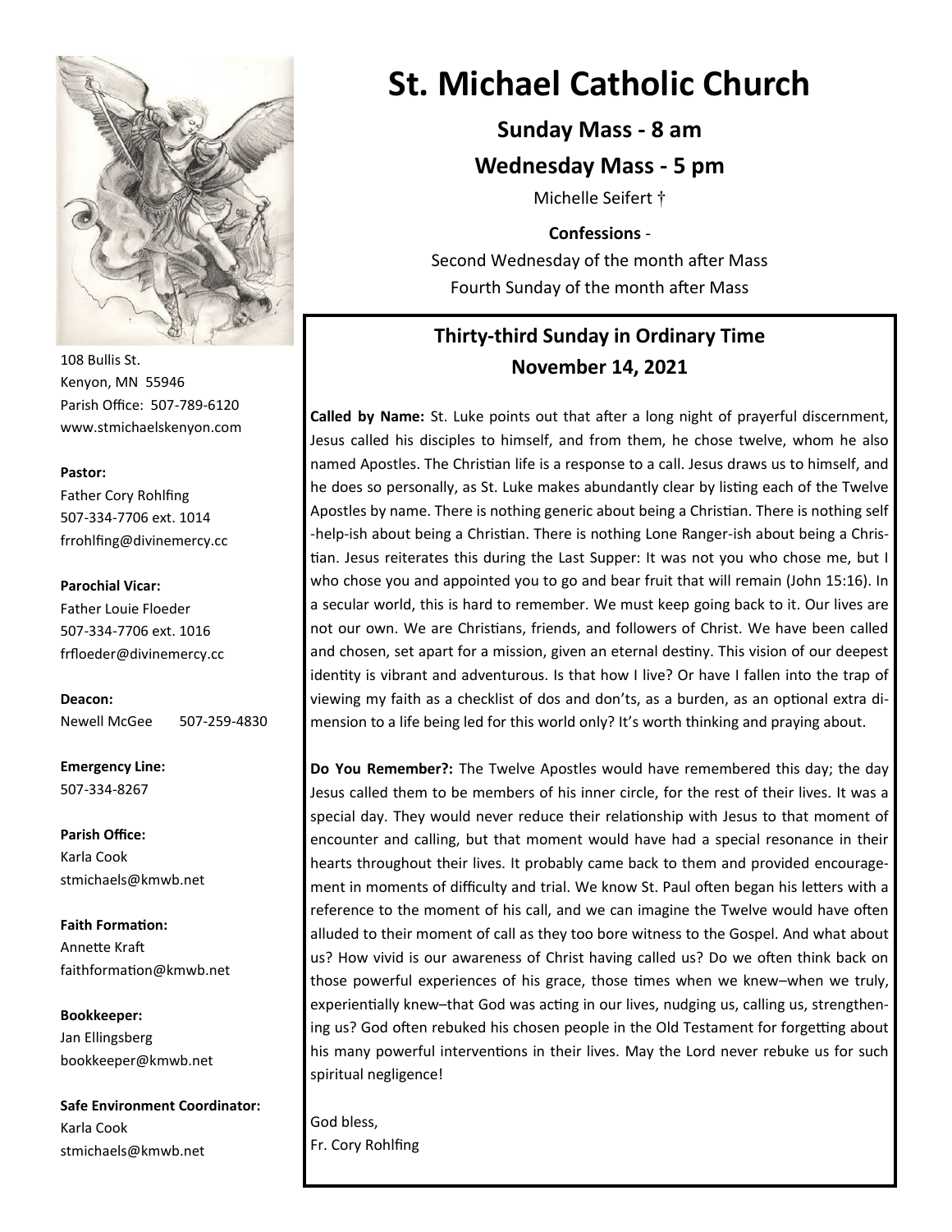# St. Michael Catholic Church

**Sunday Mass - 8 am**

**Wednesday Mass - 5 pm**

Michelle Seifert †

**Confessions** -

Second Wednesday of the month after Mass

Fourth Sunday of the month after Mass

108 Bullis St.
Kenyon, MN 55946
Parish Office: 507-789-6120
www.stmichaelskenyon.com

**Pastor:**
Father Cory Rohlfing
507-334-7706 ext. 1014
frrohlfing@divinemercy.cc

**Parochial Vicar:**
Father Louie Floeder
507-334-7706 ext. 1016
frfloeder@divinemercy.cc

**Deacon:**
Newell McGee 507-259-4830

**Emergency Line:**
507-334-8267

**Parish Office:**
Karla Cook
stmichaels@kmwb.net

**Faith Formation:**
Annette Kraft
faithformation@kmwb.net

**Bookkeeper:**
Jan Ellingsberg
bookkeeper@kmwb.net

**Safe Environment Coordinator:**
Karla Cook
stmichaels@kmwb.net

## Thirty-third Sunday in Ordinary Time
## November 14, 2021

**Called by Name:** St. Luke points out that after a long night of prayerful discernment, Jesus called his disciples to himself, and from them, he chose twelve, whom he also named Apostles. The Christian life is a response to a call. Jesus draws us to himself, and he does so personally, as St. Luke makes abundantly clear by listing each of the Twelve Apostles by name. There is nothing generic about being a Christian. There is nothing self-help-ish about being a Christian. There is nothing Lone Ranger-ish about being a Christian. Jesus reiterates this during the Last Supper: It was not you who chose me, but I who chose you and appointed you to go and bear fruit that will remain (John 15:16). In a secular world, this is hard to remember. We must keep going back to it. Our lives are not our own. We are Christians, friends, and followers of Christ. We have been called and chosen, set apart for a mission, given an eternal destiny. This vision of our deepest identity is vibrant and adventurous. Is that how I live? Or have I fallen into the trap of viewing my faith as a checklist of dos and don'ts, as a burden, as an optional extra dimension to a life being led for this world only? It's worth thinking and praying about.

**Do You Remember?:** The Twelve Apostles would have remembered this day; the day Jesus called them to be members of his inner circle, for the rest of their lives. It was a special day. They would never reduce their relationship with Jesus to that moment of encounter and calling, but that moment would have had a special resonance in their hearts throughout their lives. It probably came back to them and provided encouragement in moments of difficulty and trial. We know St. Paul often began his letters with a reference to the moment of his call, and we can imagine the Twelve would have often alluded to their moment of call as they too bore witness to the Gospel. And what about us? How vivid is our awareness of Christ having called us? Do we often think back on those powerful experiences of his grace, those times when we knew–when we truly, experientially knew–that God was acting in our lives, nudging us, calling us, strengthening us? God often rebuked his chosen people in the Old Testament for forgetting about his many powerful interventions in their lives. May the Lord never rebuke us for such spiritual negligence!

God bless,
Fr. Cory Rohlfing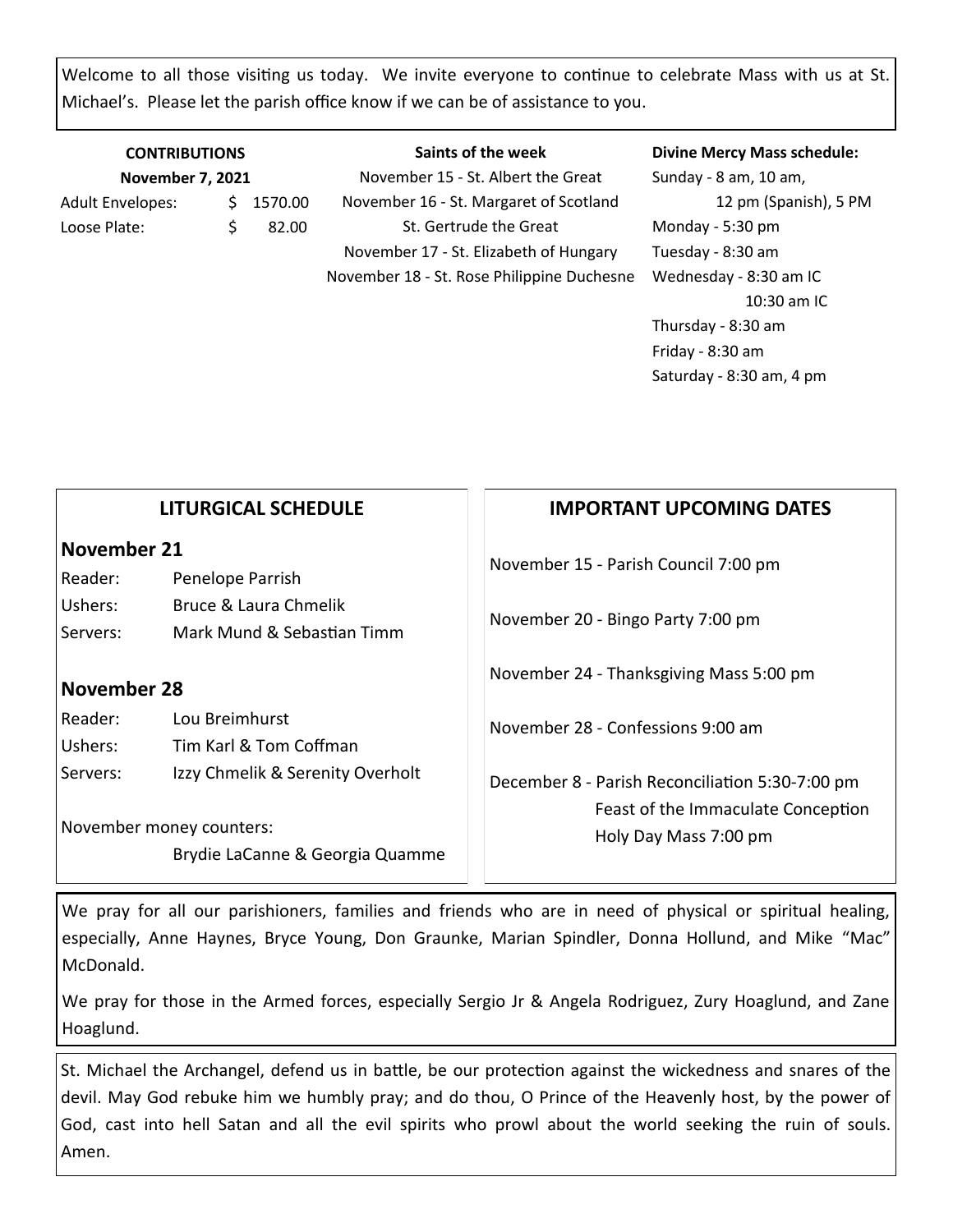Welcome to all those visiting us today. We invite everyone to continue to celebrate Mass with us at St. Michael's. Please let the parish office know if we can be of assistance to you.

**CONTRIBUTIONS**
**November 7, 2021**

| | |
|---|---|
| Adult Envelopes: | $ 1570.00 |
| Loose Plate: | $ 82.00 |

**Saints of the week**

November 15 - St. Albert the Great
November 16 - St. Margaret of Scotland
St. Gertrude the Great
November 17 - St. Elizabeth of Hungary
November 18 - St. Rose Philippine Duchesne

**Divine Mercy Mass schedule:**

Sunday - 8 am, 10 am,
12 pm (Spanish), 5 PM
Monday - 5:30 pm
Tuesday - 8:30 am
Wednesday - 8:30 am IC
10:30 am IC
Thursday - 8:30 am
Friday - 8:30 am
Saturday - 8:30 am, 4 pm

## LITURGICAL SCHEDULE

### November 21

| | |
|---|---|
| Reader: | Penelope Parrish |
| Ushers: | Bruce & Laura Chmelik |
| Servers: | Mark Mund & Sebastian Timm |

### November 28

| | |
|---|---|
| Reader: | Lou Breimhurst |
| Ushers: | Tim Karl & Tom Coffman |
| Servers: | Izzy Chmelik & Serenity Overholt |

November money counters:
Brydie LaCanne & Georgia Quamme

## IMPORTANT UPCOMING DATES

November 15 - Parish Council 7:00 pm

November 20 - Bingo Party 7:00 pm

November 24 - Thanksgiving Mass 5:00 pm

November 28 - Confessions 9:00 am

December 8 - Parish Reconciliation 5:30-7:00 pm
Feast of the Immaculate Conception
Holy Day Mass 7:00 pm

We pray for all our parishioners, families and friends who are in need of physical or spiritual healing, especially, Anne Haynes, Bryce Young, Don Graunke, Marian Spindler, Donna Hollund, and Mike "Mac" McDonald.

We pray for those in the Armed forces, especially Sergio Jr & Angela Rodriguez, Zury Hoaglund, and Zane Hoaglund.

St. Michael the Archangel, defend us in battle, be our protection against the wickedness and snares of the devil. May God rebuke him we humbly pray; and do thou, O Prince of the Heavenly host, by the power of God, cast into hell Satan and all the evil spirits who prowl about the world seeking the ruin of souls. Amen.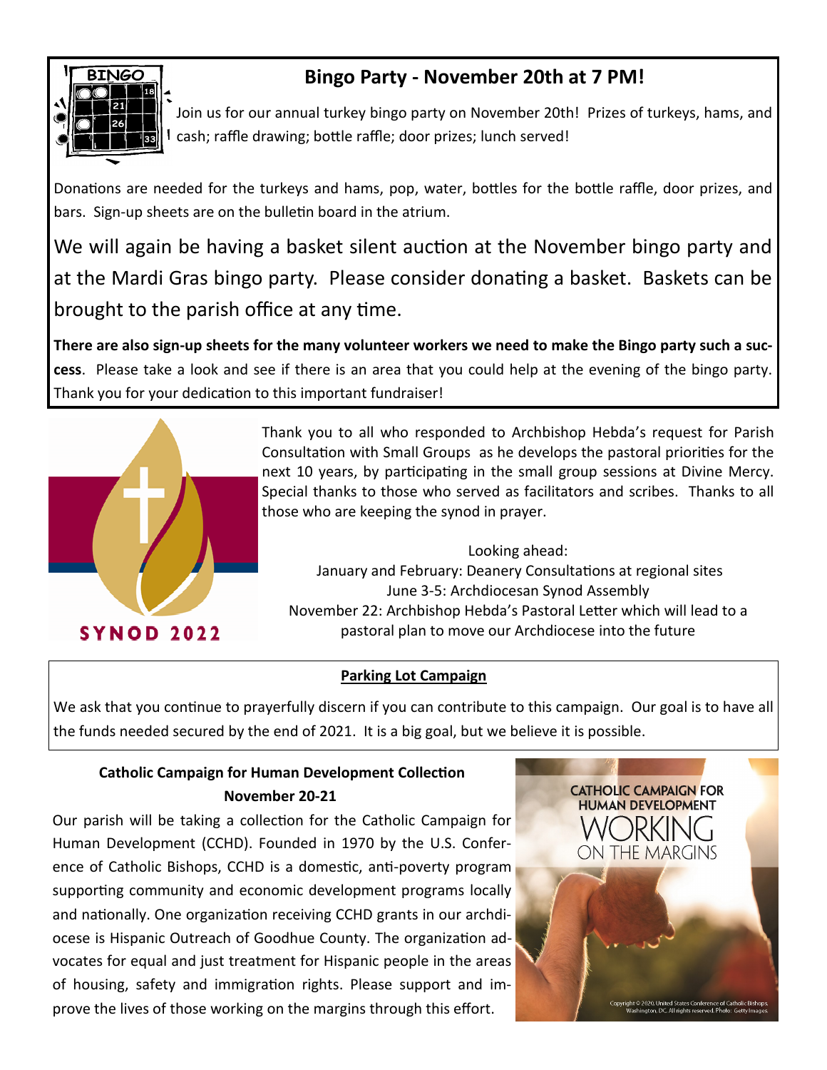## Bingo Party - November 20th at 7 PM!

Join us for our annual turkey bingo party on November 20th! Prizes of turkeys, hams, and cash; raffle drawing; bottle raffle; door prizes; lunch served!

Donations are needed for the turkeys and hams, pop, water, bottles for the bottle raffle, door prizes, and bars. Sign-up sheets are on the bulletin board in the atrium.

We will again be having a basket silent auction at the November bingo party and at the Mardi Gras bingo party. Please consider donating a basket. Baskets can be brought to the parish office at any time.

**There are also sign-up sheets for the many volunteer workers we need to make the Bingo party such a success**. Please take a look and see if there is an area that you could help at the evening of the bingo party. Thank you for your dedication to this important fundraiser!

SYNOD 2022

Thank you to all who responded to Archbishop Hebda's request for Parish Consultation with Small Groups as he develops the pastoral priorities for the next 10 years, by participating in the small group sessions at Divine Mercy. Special thanks to those who served as facilitators and scribes. Thanks to all those who are keeping the synod in prayer.

Looking ahead:
January and February: Deanery Consultations at regional sites
June 3-5: Archdiocesan Synod Assembly
November 22: Archbishop Hebda's Pastoral Letter which will lead to a pastoral plan to move our Archdiocese into the future

**Parking Lot Campaign**

We ask that you continue to prayerfully discern if you can contribute to this campaign. Our goal is to have all the funds needed secured by the end of 2021. It is a big goal, but we believe it is possible.

**Catholic Campaign for Human Development Collection**
**November 20-21**

Our parish will be taking a collection for the Catholic Campaign for Human Development (CCHD). Founded in 1970 by the U.S. Conference of Catholic Bishops, CCHD is a domestic, anti-poverty program supporting community and economic development programs locally and nationally. One organization receiving CCHD grants in our archdiocese is Hispanic Outreach of Goodhue County. The organization advocates for equal and just treatment for Hispanic people in the areas of housing, safety and immigration rights. Please support and improve the lives of those working on the margins through this effort.

CATHOLIC CAMPAIGN FOR HUMAN DEVELOPMENT
WORKING ON THE MARGINS

Copyright © 2020, United States Conference of Catholic Bishops, Washington, DC. All rights reserved. Photo: Getty Images.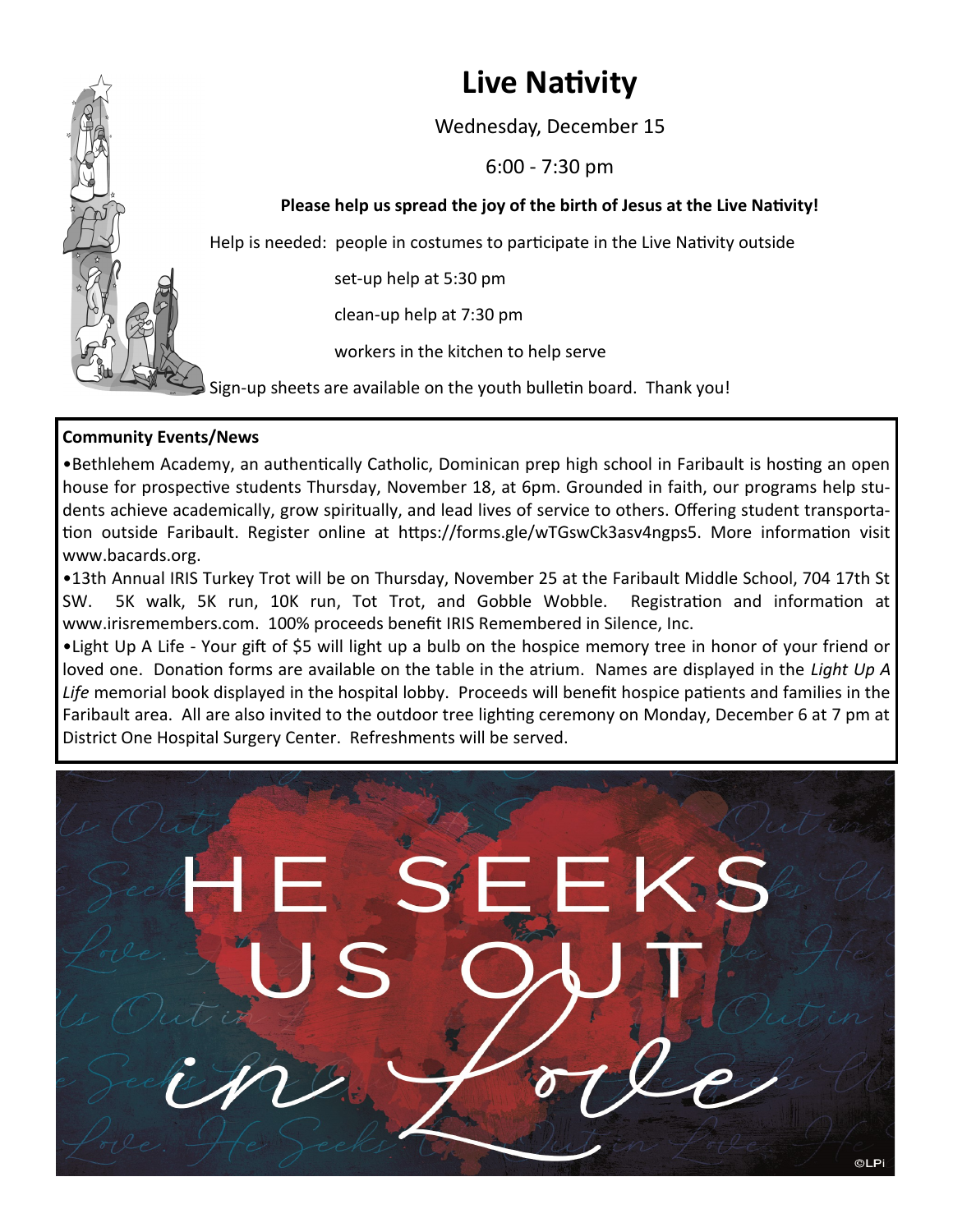# Live Nativity

Wednesday, December 15

6:00 - 7:30 pm

**Please help us spread the joy of the birth of Jesus at the Live Nativity!**

Help is needed: people in costumes to participate in the Live Nativity outside

set-up help at 5:30 pm

clean-up help at 7:30 pm

workers in the kitchen to help serve

Sign-up sheets are available on the youth bulletin board. Thank you!

**Community Events/News**

•Bethlehem Academy, an authentically Catholic, Dominican prep high school in Faribault is hosting an open house for prospective students Thursday, November 18, at 6pm. Grounded in faith, our programs help students achieve academically, grow spiritually, and lead lives of service to others. Offering student transportation outside Faribault. Register online at https://forms.gle/wTGswCk3asv4ngps5. More information visit www.bacards.org.

•13th Annual IRIS Turkey Trot will be on Thursday, November 25 at the Faribault Middle School, 704 17th St SW. 5K walk, 5K run, 10K run, Tot Trot, and Gobble Wobble. Registration and information at www.irisremembers.com. 100% proceeds benefit IRIS Remembered in Silence, Inc.

•Light Up A Life - Your gift of $5 will light up a bulb on the hospice memory tree in honor of your friend or loved one. Donation forms are available on the table in the atrium. Names are displayed in the *Light Up A Life* memorial book displayed in the hospital lobby. Proceeds will benefit hospice patients and families in the Faribault area. All are also invited to the outdoor tree lighting ceremony on Monday, December 6 at 7 pm at District One Hospital Surgery Center. Refreshments will be served.

HE SEEKS US OUT *in Love*

©LPi